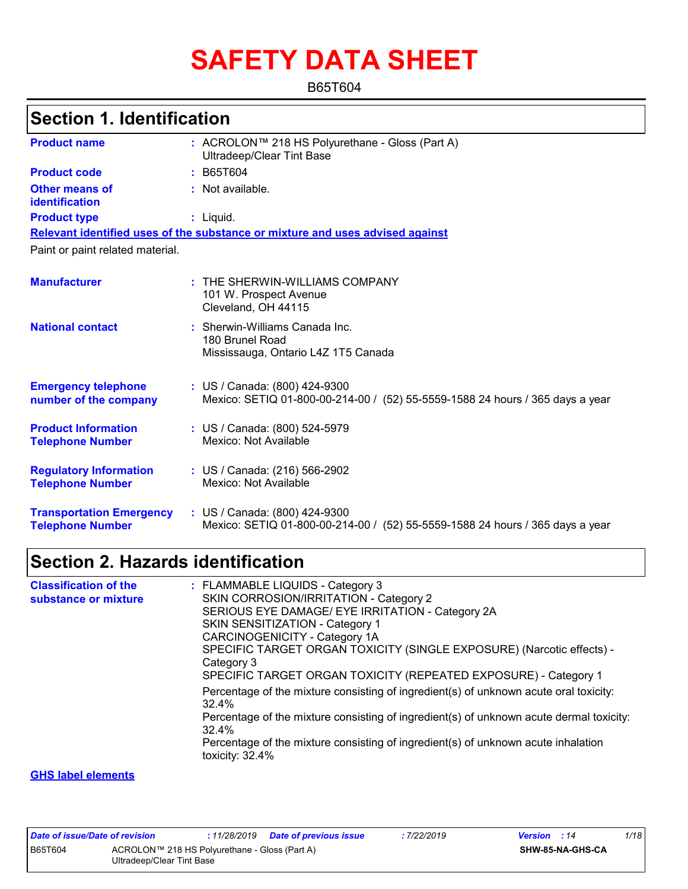# SAFETY DATA SHEET

B65T604

## Section 1. Identification

| | | |
|---|---|---|
| **Product name** | : | ACROLON™ 218 HS Polyurethane - Gloss (Part A) Ultradeep/Clear Tint Base |
| **Product code** | : | B65T604 |
| **Other means of identification** | : | Not available. |
| **Product type** | : | Liquid. |

**Relevant identified uses of the substance or mixture and uses advised against**

Paint or paint related material.

| | | |
|---|---|---|
| **Manufacturer** | : | THE SHERWIN-WILLIAMS COMPANY<br>101 W. Prospect Avenue<br>Cleveland, OH 44115 |
| **National contact** | : | Sherwin-Williams Canada Inc.<br>180 Brunel Road<br>Mississauga, Ontario L4Z 1T5 Canada |
| **Emergency telephone number of the company** | : | US / Canada: (800) 424-9300<br>Mexico: SETIQ 01-800-00-214-00 / (52) 55-5559-1588 24 hours / 365 days a year |
| **Product Information Telephone Number** | : | US / Canada: (800) 524-5979<br>Mexico: Not Available |
| **Regulatory Information Telephone Number** | : | US / Canada: (216) 566-2902<br>Mexico: Not Available |
| **Transportation Emergency Telephone Number** | : | US / Canada: (800) 424-9300<br>Mexico: SETIQ 01-800-00-214-00 / (52) 55-5559-1588 24 hours / 365 days a year |

## Section 2. Hazards identification

**Classification of the substance or mixture** :

FLAMMABLE LIQUIDS - Category 3
SKIN CORROSION/IRRITATION - Category 2
SERIOUS EYE DAMAGE/ EYE IRRITATION - Category 2A
SKIN SENSITIZATION - Category 1
CARCINOGENICITY - Category 1A
SPECIFIC TARGET ORGAN TOXICITY (SINGLE EXPOSURE) (Narcotic effects) - Category 3
SPECIFIC TARGET ORGAN TOXICITY (REPEATED EXPOSURE) - Category 1

Percentage of the mixture consisting of ingredient(s) of unknown acute oral toxicity: 32.4%
Percentage of the mixture consisting of ingredient(s) of unknown acute dermal toxicity: 32.4%
Percentage of the mixture consisting of ingredient(s) of unknown acute inhalation toxicity: 32.4%

**GHS label elements**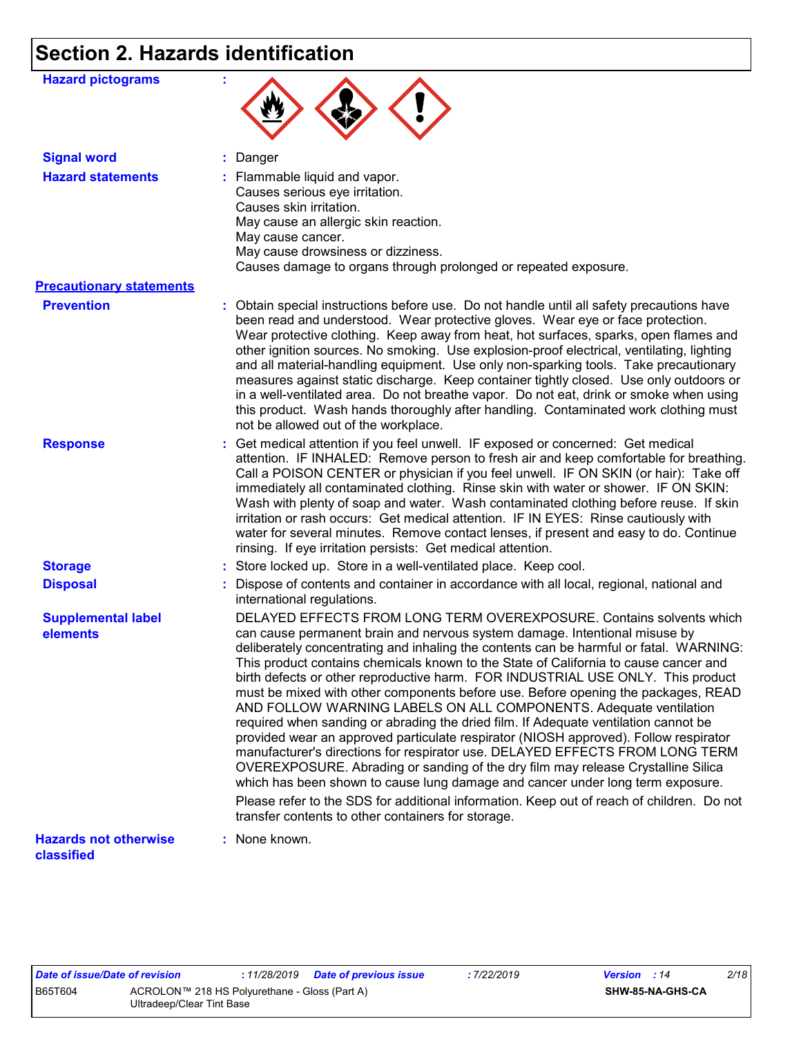# Section 2. Hazards identification

**Hazard pictograms** :

**Signal word** : Danger

**Hazard statements** : Flammable liquid and vapor.
Causes serious eye irritation.
Causes skin irritation.
May cause an allergic skin reaction.
May cause cancer.
May cause drowsiness or dizziness.
Causes damage to organs through prolonged or repeated exposure.

**Precautionary statements**

**Prevention** : Obtain special instructions before use. Do not handle until all safety precautions have been read and understood. Wear protective gloves. Wear eye or face protection. Wear protective clothing. Keep away from heat, hot surfaces, sparks, open flames and other ignition sources. No smoking. Use explosion-proof electrical, ventilating, lighting and all material-handling equipment. Use only non-sparking tools. Take precautionary measures against static discharge. Keep container tightly closed. Use only outdoors or in a well-ventilated area. Do not breathe vapor. Do not eat, drink or smoke when using this product. Wash hands thoroughly after handling. Contaminated work clothing must not be allowed out of the workplace.

**Response** : Get medical attention if you feel unwell. IF exposed or concerned: Get medical attention. IF INHALED: Remove person to fresh air and keep comfortable for breathing. Call a POISON CENTER or physician if you feel unwell. IF ON SKIN (or hair): Take off immediately all contaminated clothing. Rinse skin with water or shower. IF ON SKIN: Wash with plenty of soap and water. Wash contaminated clothing before reuse. If skin irritation or rash occurs: Get medical attention. IF IN EYES: Rinse cautiously with water for several minutes. Remove contact lenses, if present and easy to do. Continue rinsing. If eye irritation persists: Get medical attention.

**Storage** : Store locked up. Store in a well-ventilated place. Keep cool.

**Disposal** : Dispose of contents and container in accordance with all local, regional, national and international regulations.

**Supplemental label elements** DELAYED EFFECTS FROM LONG TERM OVEREXPOSURE. Contains solvents which can cause permanent brain and nervous system damage. Intentional misuse by deliberately concentrating and inhaling the contents can be harmful or fatal. WARNING: This product contains chemicals known to the State of California to cause cancer and birth defects or other reproductive harm. FOR INDUSTRIAL USE ONLY. This product must be mixed with other components before use. Before opening the packages, READ AND FOLLOW WARNING LABELS ON ALL COMPONENTS. Adequate ventilation required when sanding or abrading the dried film. If Adequate ventilation cannot be provided wear an approved particulate respirator (NIOSH approved). Follow respirator manufacturer's directions for respirator use. DELAYED EFFECTS FROM LONG TERM OVEREXPOSURE. Abrading or sanding of the dry film may release Crystalline Silica which has been shown to cause lung damage and cancer under long term exposure.

Please refer to the SDS for additional information. Keep out of reach of children. Do not transfer contents to other containers for storage.

**Hazards not otherwise classified** : None known.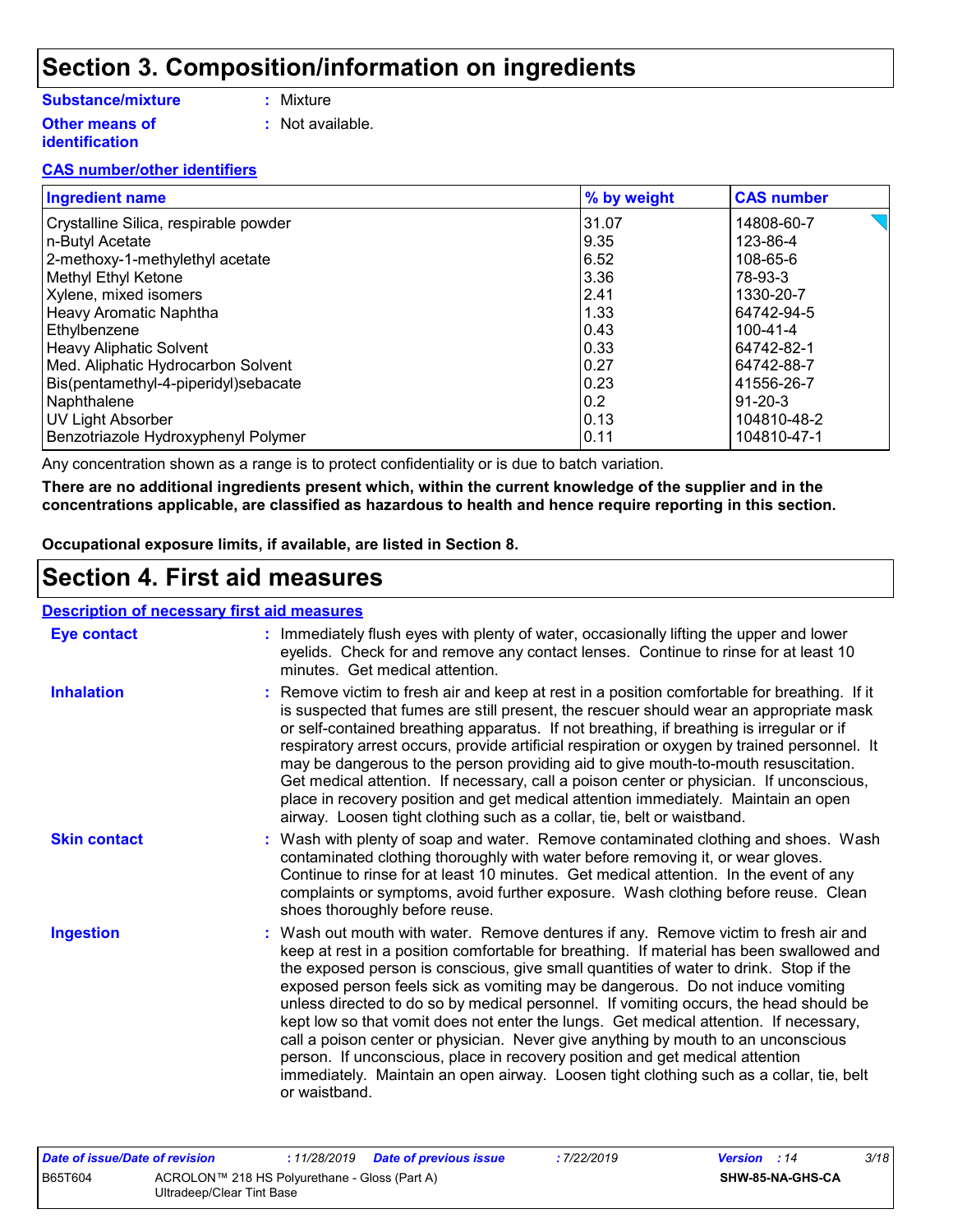# Section 3. Composition/information on ingredients

**Substance/mixture** : Mixture

**Other means of identification** : Not available.

**CAS number/other identifiers**

| Ingredient name | % by weight | CAS number |
|---|---|---|
| Crystalline Silica, respirable powder | 31.07 | 14808-60-7 |
| n-Butyl Acetate | 9.35 | 123-86-4 |
| 2-methoxy-1-methylethyl acetate | 6.52 | 108-65-6 |
| Methyl Ethyl Ketone | 3.36 | 78-93-3 |
| Xylene, mixed isomers | 2.41 | 1330-20-7 |
| Heavy Aromatic Naphtha | 1.33 | 64742-94-5 |
| Ethylbenzene | 0.43 | 100-41-4 |
| Heavy Aliphatic Solvent | 0.33 | 64742-82-1 |
| Med. Aliphatic Hydrocarbon Solvent | 0.27 | 64742-88-7 |
| Bis(pentamethyl-4-piperidyl)sebacate | 0.23 | 41556-26-7 |
| Naphthalene | 0.2 | 91-20-3 |
| UV Light Absorber | 0.13 | 104810-48-2 |
| Benzotriazole Hydroxyphenyl Polymer | 0.11 | 104810-47-1 |

Any concentration shown as a range is to protect confidentiality or is due to batch variation.

**There are no additional ingredients present which, within the current knowledge of the supplier and in the concentrations applicable, are classified as hazardous to health and hence require reporting in this section.**

**Occupational exposure limits, if available, are listed in Section 8.**

# Section 4. First aid measures

**Description of necessary first aid measures**

**Eye contact** : Immediately flush eyes with plenty of water, occasionally lifting the upper and lower eyelids. Check for and remove any contact lenses. Continue to rinse for at least 10 minutes. Get medical attention.

**Inhalation** : Remove victim to fresh air and keep at rest in a position comfortable for breathing. If it is suspected that fumes are still present, the rescuer should wear an appropriate mask or self-contained breathing apparatus. If not breathing, if breathing is irregular or if respiratory arrest occurs, provide artificial respiration or oxygen by trained personnel. It may be dangerous to the person providing aid to give mouth-to-mouth resuscitation. Get medical attention. If necessary, call a poison center or physician. If unconscious, place in recovery position and get medical attention immediately. Maintain an open airway. Loosen tight clothing such as a collar, tie, belt or waistband.

**Skin contact** : Wash with plenty of soap and water. Remove contaminated clothing and shoes. Wash contaminated clothing thoroughly with water before removing it, or wear gloves. Continue to rinse for at least 10 minutes. Get medical attention. In the event of any complaints or symptoms, avoid further exposure. Wash clothing before reuse. Clean shoes thoroughly before reuse.

**Ingestion** : Wash out mouth with water. Remove dentures if any. Remove victim to fresh air and keep at rest in a position comfortable for breathing. If material has been swallowed and the exposed person is conscious, give small quantities of water to drink. Stop if the exposed person feels sick as vomiting may be dangerous. Do not induce vomiting unless directed to do so by medical personnel. If vomiting occurs, the head should be kept low so that vomit does not enter the lungs. Get medical attention. If necessary, call a poison center or physician. Never give anything by mouth to an unconscious person. If unconscious, place in recovery position and get medical attention immediately. Maintain an open airway. Loosen tight clothing such as a collar, tie, belt or waistband.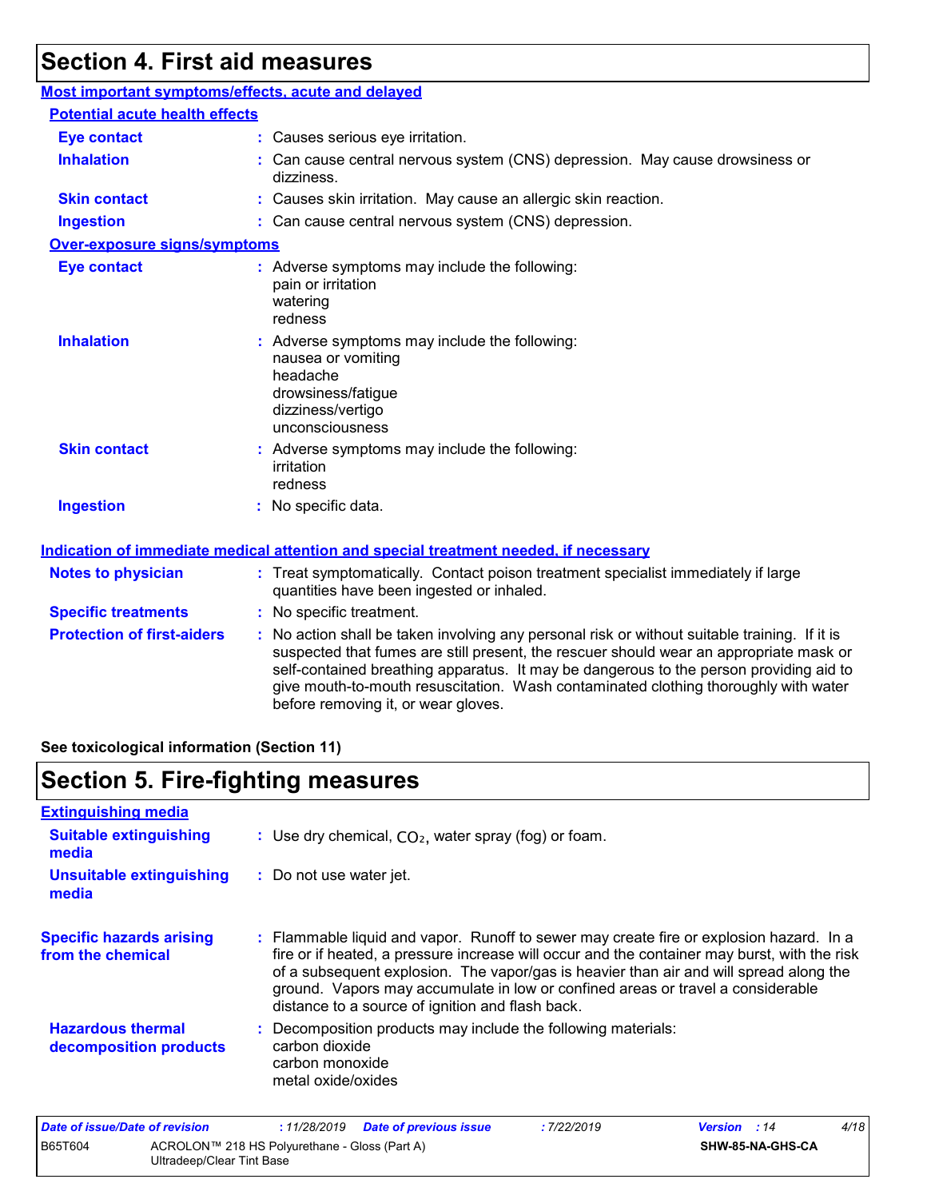## Section 4. First aid measures

### Most important symptoms/effects, acute and delayed

#### Potential acute health effects

| | |
|---|---|
| **Eye contact** | : Causes serious eye irritation. |
| **Inhalation** | : Can cause central nervous system (CNS) depression. May cause drowsiness or dizziness. |
| **Skin contact** | : Causes skin irritation. May cause an allergic skin reaction. |
| **Ingestion** | : Can cause central nervous system (CNS) depression. |

#### Over-exposure signs/symptoms

| | |
|---|---|
| **Eye contact** | : Adverse symptoms may include the following:<br>pain or irritation<br>watering<br>redness |
| **Inhalation** | : Adverse symptoms may include the following:<br>nausea or vomiting<br>headache<br>drowsiness/fatigue<br>dizziness/vertigo<br>unconsciousness |
| **Skin contact** | : Adverse symptoms may include the following:<br>irritation<br>redness |
| **Ingestion** | : No specific data. |

### Indication of immediate medical attention and special treatment needed, if necessary

| | |
|---|---|
| **Notes to physician** | : Treat symptomatically. Contact poison treatment specialist immediately if large quantities have been ingested or inhaled. |
| **Specific treatments** | : No specific treatment. |
| **Protection of first-aiders** | : No action shall be taken involving any personal risk or without suitable training. If it is suspected that fumes are still present, the rescuer should wear an appropriate mask or self-contained breathing apparatus. It may be dangerous to the person providing aid to give mouth-to-mouth resuscitation. Wash contaminated clothing thoroughly with water before removing it, or wear gloves. |

**See toxicological information (Section 11)**

## Section 5. Fire-fighting measures

### Extinguishing media

| | |
|---|---|
| **Suitable extinguishing media** | : Use dry chemical, $CO_2$, water spray (fog) or foam. |
| **Unsuitable extinguishing media** | : Do not use water jet. |

| | |
|---|---|
| **Specific hazards arising from the chemical** | : Flammable liquid and vapor. Runoff to sewer may create fire or explosion hazard. In a fire or if heated, a pressure increase will occur and the container may burst, with the risk of a subsequent explosion. The vapor/gas is heavier than air and will spread along the ground. Vapors may accumulate in low or confined areas or travel a considerable distance to a source of ignition and flash back. |
| **Hazardous thermal decomposition products** | : Decomposition products may include the following materials:<br>carbon dioxide<br>carbon monoxide<br>metal oxide/oxides |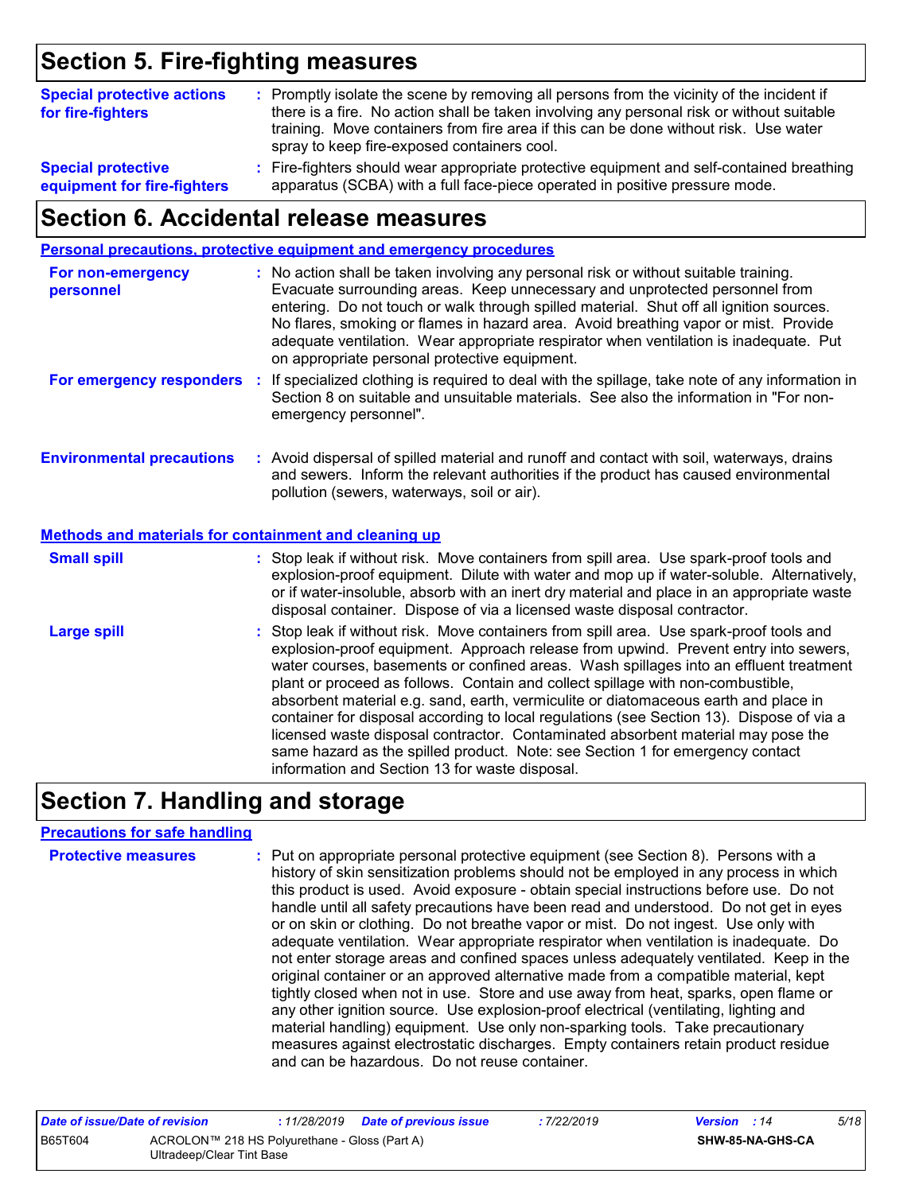# Section 5. Fire-fighting measures

**Special protective actions for fire-fighters** : Promptly isolate the scene by removing all persons from the vicinity of the incident if there is a fire. No action shall be taken involving any personal risk or without suitable training. Move containers from fire area if this can be done without risk. Use water spray to keep fire-exposed containers cool.

**Special protective equipment for fire-fighters** : Fire-fighters should wear appropriate protective equipment and self-contained breathing apparatus (SCBA) with a full face-piece operated in positive pressure mode.

# Section 6. Accidental release measures

## Personal precautions, protective equipment and emergency procedures

**For non-emergency personnel** : No action shall be taken involving any personal risk or without suitable training. Evacuate surrounding areas. Keep unnecessary and unprotected personnel from entering. Do not touch or walk through spilled material. Shut off all ignition sources. No flares, smoking or flames in hazard area. Avoid breathing vapor or mist. Provide adequate ventilation. Wear appropriate respirator when ventilation is inadequate. Put on appropriate personal protective equipment.

**For emergency responders** : If specialized clothing is required to deal with the spillage, take note of any information in Section 8 on suitable and unsuitable materials. See also the information in "For non-emergency personnel".

**Environmental precautions** : Avoid dispersal of spilled material and runoff and contact with soil, waterways, drains and sewers. Inform the relevant authorities if the product has caused environmental pollution (sewers, waterways, soil or air).

## Methods and materials for containment and cleaning up

**Small spill** : Stop leak if without risk. Move containers from spill area. Use spark-proof tools and explosion-proof equipment. Dilute with water and mop up if water-soluble. Alternatively, or if water-insoluble, absorb with an inert dry material and place in an appropriate waste disposal container. Dispose of via a licensed waste disposal contractor.

**Large spill** : Stop leak if without risk. Move containers from spill area. Use spark-proof tools and explosion-proof equipment. Approach release from upwind. Prevent entry into sewers, water courses, basements or confined areas. Wash spillages into an effluent treatment plant or proceed as follows. Contain and collect spillage with non-combustible, absorbent material e.g. sand, earth, vermiculite or diatomaceous earth and place in container for disposal according to local regulations (see Section 13). Dispose of via a licensed waste disposal contractor. Contaminated absorbent material may pose the same hazard as the spilled product. Note: see Section 1 for emergency contact information and Section 13 for waste disposal.

# Section 7. Handling and storage

## Precautions for safe handling

**Protective measures** : Put on appropriate personal protective equipment (see Section 8). Persons with a history of skin sensitization problems should not be employed in any process in which this product is used. Avoid exposure - obtain special instructions before use. Do not handle until all safety precautions have been read and understood. Do not get in eyes or on skin or clothing. Do not breathe vapor or mist. Do not ingest. Use only with adequate ventilation. Wear appropriate respirator when ventilation is inadequate. Do not enter storage areas and confined spaces unless adequately ventilated. Keep in the original container or an approved alternative made from a compatible material, kept tightly closed when not in use. Store and use away from heat, sparks, open flame or any other ignition source. Use explosion-proof electrical (ventilating, lighting and material handling) equipment. Use only non-sparking tools. Take precautionary measures against electrostatic discharges. Empty containers retain product residue and can be hazardous. Do not reuse container.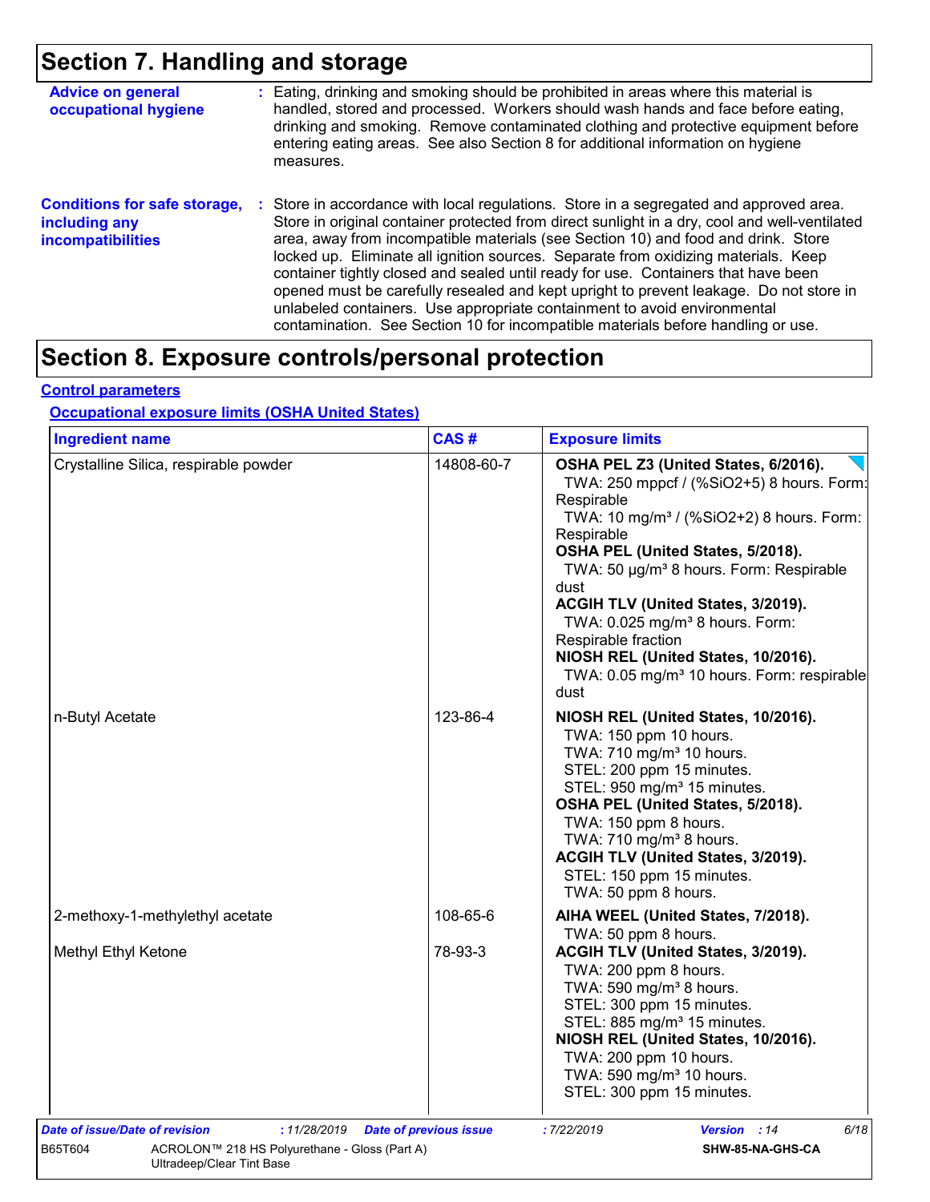# Section 7. Handling and storage

**Advice on general occupational hygiene** : Eating, drinking and smoking should be prohibited in areas where this material is handled, stored and processed. Workers should wash hands and face before eating, drinking and smoking. Remove contaminated clothing and protective equipment before entering eating areas. See also Section 8 for additional information on hygiene measures.

**Conditions for safe storage, including any incompatibilities** : Store in accordance with local regulations. Store in a segregated and approved area. Store in original container protected from direct sunlight in a dry, cool and well-ventilated area, away from incompatible materials (see Section 10) and food and drink. Store locked up. Eliminate all ignition sources. Separate from oxidizing materials. Keep container tightly closed and sealed until ready for use. Containers that have been opened must be carefully resealed and kept upright to prevent leakage. Do not store in unlabeled containers. Use appropriate containment to avoid environmental contamination. See Section 10 for incompatible materials before handling or use.

# Section 8. Exposure controls/personal protection

## Control parameters

### Occupational exposure limits (OSHA United States)

| Ingredient name | CAS # | Exposure limits |
| --- | --- | --- |
| Crystalline Silica, respirable powder | 14808-60-7 | **OSHA PEL Z3 (United States, 6/2016).**<br>TWA: 250 mppcf / (%SiO2+5) 8 hours. Form: Respirable<br>TWA: 10 mg/m³ / (%SiO2+2) 8 hours. Form: Respirable<br>**OSHA PEL (United States, 5/2018).**<br>TWA: 50 µg/m³ 8 hours. Form: Respirable dust<br>**ACGIH TLV (United States, 3/2019).**<br>TWA: 0.025 mg/m³ 8 hours. Form: Respirable fraction<br>**NIOSH REL (United States, 10/2016).**<br>TWA: 0.05 mg/m³ 10 hours. Form: respirable dust |
| n-Butyl Acetate | 123-86-4 | **NIOSH REL (United States, 10/2016).**<br>TWA: 150 ppm 10 hours.<br>TWA: 710 mg/m³ 10 hours.<br>STEL: 200 ppm 15 minutes.<br>STEL: 950 mg/m³ 15 minutes.<br>**OSHA PEL (United States, 5/2018).**<br>TWA: 150 ppm 8 hours.<br>TWA: 710 mg/m³ 8 hours.<br>**ACGIH TLV (United States, 3/2019).**<br>STEL: 150 ppm 15 minutes.<br>TWA: 50 ppm 8 hours. |
| 2-methoxy-1-methylethyl acetate | 108-65-6 | **AIHA WEEL (United States, 7/2018).**<br>TWA: 50 ppm 8 hours. |
| Methyl Ethyl Ketone | 78-93-3 | **ACGIH TLV (United States, 3/2019).**<br>TWA: 200 ppm 8 hours.<br>TWA: 590 mg/m³ 8 hours.<br>STEL: 300 ppm 15 minutes.<br>STEL: 885 mg/m³ 15 minutes.<br>**NIOSH REL (United States, 10/2016).**<br>TWA: 200 ppm 10 hours.<br>TWA: 590 mg/m³ 10 hours.<br>STEL: 300 ppm 15 minutes. |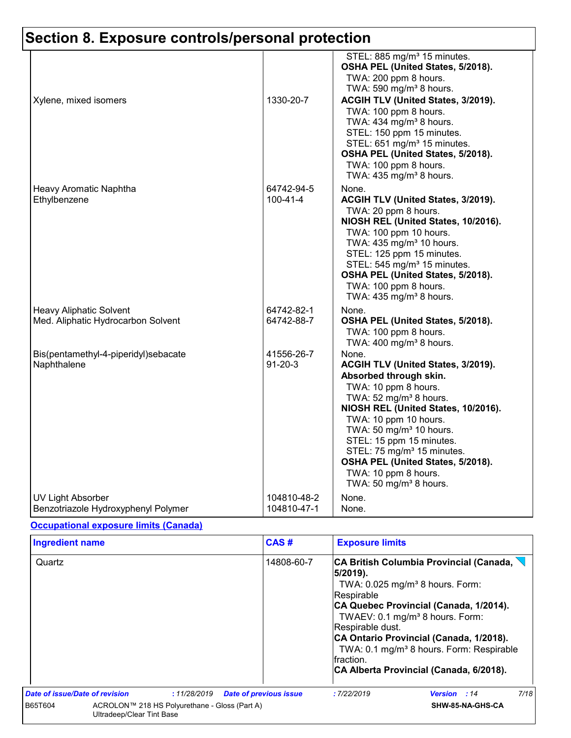# Section 8. Exposure controls/personal protection

| | | |
|---|---|---|
| | | STEL: 885 mg/m³ 15 minutes.<br>**OSHA PEL (United States, 5/2018).**<br>TWA: 200 ppm 8 hours.<br>TWA: 590 mg/m³ 8 hours. |
| Xylene, mixed isomers | 1330-20-7 | **ACGIH TLV (United States, 3/2019).**<br>TWA: 100 ppm 8 hours.<br>TWA: 434 mg/m³ 8 hours.<br>STEL: 150 ppm 15 minutes.<br>STEL: 651 mg/m³ 15 minutes.<br>**OSHA PEL (United States, 5/2018).**<br>TWA: 100 ppm 8 hours.<br>TWA: 435 mg/m³ 8 hours. |
| Heavy Aromatic Naphtha | 64742-94-5 | None. |
| Ethylbenzene | 100-41-4 | **ACGIH TLV (United States, 3/2019).**<br>TWA: 20 ppm 8 hours.<br>**NIOSH REL (United States, 10/2016).**<br>TWA: 100 ppm 10 hours.<br>TWA: 435 mg/m³ 10 hours.<br>STEL: 125 ppm 15 minutes.<br>STEL: 545 mg/m³ 15 minutes.<br>**OSHA PEL (United States, 5/2018).**<br>TWA: 100 ppm 8 hours.<br>TWA: 435 mg/m³ 8 hours. |
| Heavy Aliphatic Solvent | 64742-82-1 | None. |
| Med. Aliphatic Hydrocarbon Solvent | 64742-88-7 | **OSHA PEL (United States, 5/2018).**<br>TWA: 100 ppm 8 hours.<br>TWA: 400 mg/m³ 8 hours. |
| Bis(pentamethyl-4-piperidyl)sebacate | 41556-26-7 | None. |
| Naphthalene | 91-20-3 | **ACGIH TLV (United States, 3/2019).**<br>**Absorbed through skin.**<br>TWA: 10 ppm 8 hours.<br>TWA: 52 mg/m³ 8 hours.<br>**NIOSH REL (United States, 10/2016).**<br>TWA: 10 ppm 10 hours.<br>TWA: 50 mg/m³ 10 hours.<br>STEL: 15 ppm 15 minutes.<br>STEL: 75 mg/m³ 15 minutes.<br>**OSHA PEL (United States, 5/2018).**<br>TWA: 10 ppm 8 hours.<br>TWA: 50 mg/m³ 8 hours. |
| UV Light Absorber | 104810-48-2 | None. |
| Benzotriazole Hydroxyphenyl Polymer | 104810-47-1 | None. |

**Occupational exposure limits (Canada)**

| Ingredient name | CAS # | Exposure limits |
|---|---|---|
| Quartz | 14808-60-7 | **CA British Columbia Provincial (Canada, 5/2019).**<br>TWA: 0.025 mg/m³ 8 hours. Form: Respirable<br>**CA Quebec Provincial (Canada, 1/2014).**<br>TWAEV: 0.1 mg/m³ 8 hours. Form: Respirable dust.<br>**CA Ontario Provincial (Canada, 1/2018).**<br>TWA: 0.1 mg/m³ 8 hours. Form: Respirable fraction.<br>**CA Alberta Provincial (Canada, 6/2018).** |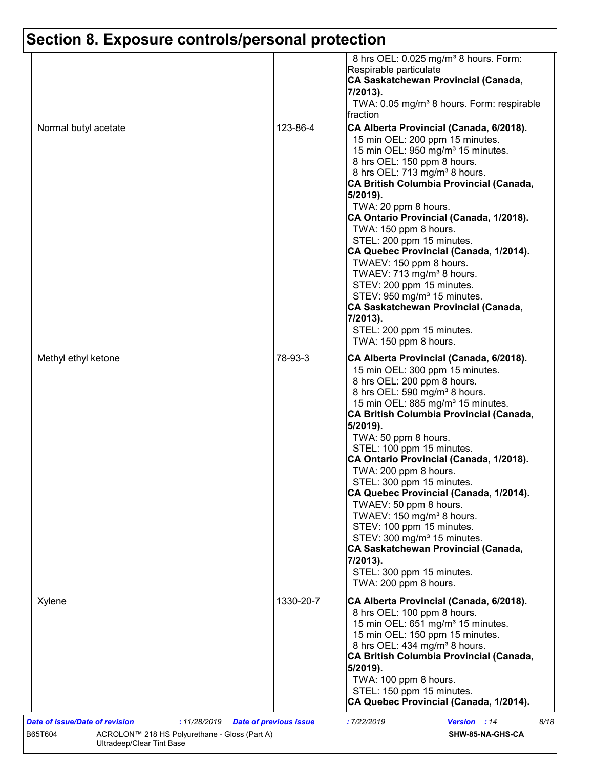## Section 8. Exposure controls/personal protection

| | | |
|---|---|---|
| | | 8 hrs OEL: 0.025 mg/m³ 8 hours. Form: Respirable particulate<br>**CA Saskatchewan Provincial (Canada, 7/2013).**<br>TWA: 0.05 mg/m³ 8 hours. Form: respirable fraction |
| Normal butyl acetate | 123-86-4 | **CA Alberta Provincial (Canada, 6/2018).**<br>15 min OEL: 200 ppm 15 minutes.<br>15 min OEL: 950 mg/m³ 15 minutes.<br>8 hrs OEL: 150 ppm 8 hours.<br>8 hrs OEL: 713 mg/m³ 8 hours.<br>**CA British Columbia Provincial (Canada, 5/2019).**<br>TWA: 20 ppm 8 hours.<br>**CA Ontario Provincial (Canada, 1/2018).**<br>TWA: 150 ppm 8 hours.<br>STEL: 200 ppm 15 minutes.<br>**CA Quebec Provincial (Canada, 1/2014).**<br>TWAEV: 150 ppm 8 hours.<br>TWAEV: 713 mg/m³ 8 hours.<br>STEV: 200 ppm 15 minutes.<br>STEV: 950 mg/m³ 15 minutes.<br>**CA Saskatchewan Provincial (Canada, 7/2013).**<br>STEL: 200 ppm 15 minutes.<br>TWA: 150 ppm 8 hours. |
| Methyl ethyl ketone | 78-93-3 | **CA Alberta Provincial (Canada, 6/2018).**<br>15 min OEL: 300 ppm 15 minutes.<br>8 hrs OEL: 200 ppm 8 hours.<br>8 hrs OEL: 590 mg/m³ 8 hours.<br>15 min OEL: 885 mg/m³ 15 minutes.<br>**CA British Columbia Provincial (Canada, 5/2019).**<br>TWA: 50 ppm 8 hours.<br>STEL: 100 ppm 15 minutes.<br>**CA Ontario Provincial (Canada, 1/2018).**<br>TWA: 200 ppm 8 hours.<br>STEL: 300 ppm 15 minutes.<br>**CA Quebec Provincial (Canada, 1/2014).**<br>TWAEV: 50 ppm 8 hours.<br>TWAEV: 150 mg/m³ 8 hours.<br>STEV: 100 ppm 15 minutes.<br>STEV: 300 mg/m³ 15 minutes.<br>**CA Saskatchewan Provincial (Canada, 7/2013).**<br>STEL: 300 ppm 15 minutes.<br>TWA: 200 ppm 8 hours. |
| Xylene | 1330-20-7 | **CA Alberta Provincial (Canada, 6/2018).**<br>8 hrs OEL: 100 ppm 8 hours.<br>15 min OEL: 651 mg/m³ 15 minutes.<br>15 min OEL: 150 ppm 15 minutes.<br>8 hrs OEL: 434 mg/m³ 8 hours.<br>**CA British Columbia Provincial (Canada, 5/2019).**<br>TWA: 100 ppm 8 hours.<br>STEL: 150 ppm 15 minutes.<br>**CA Quebec Provincial (Canada, 1/2014).** |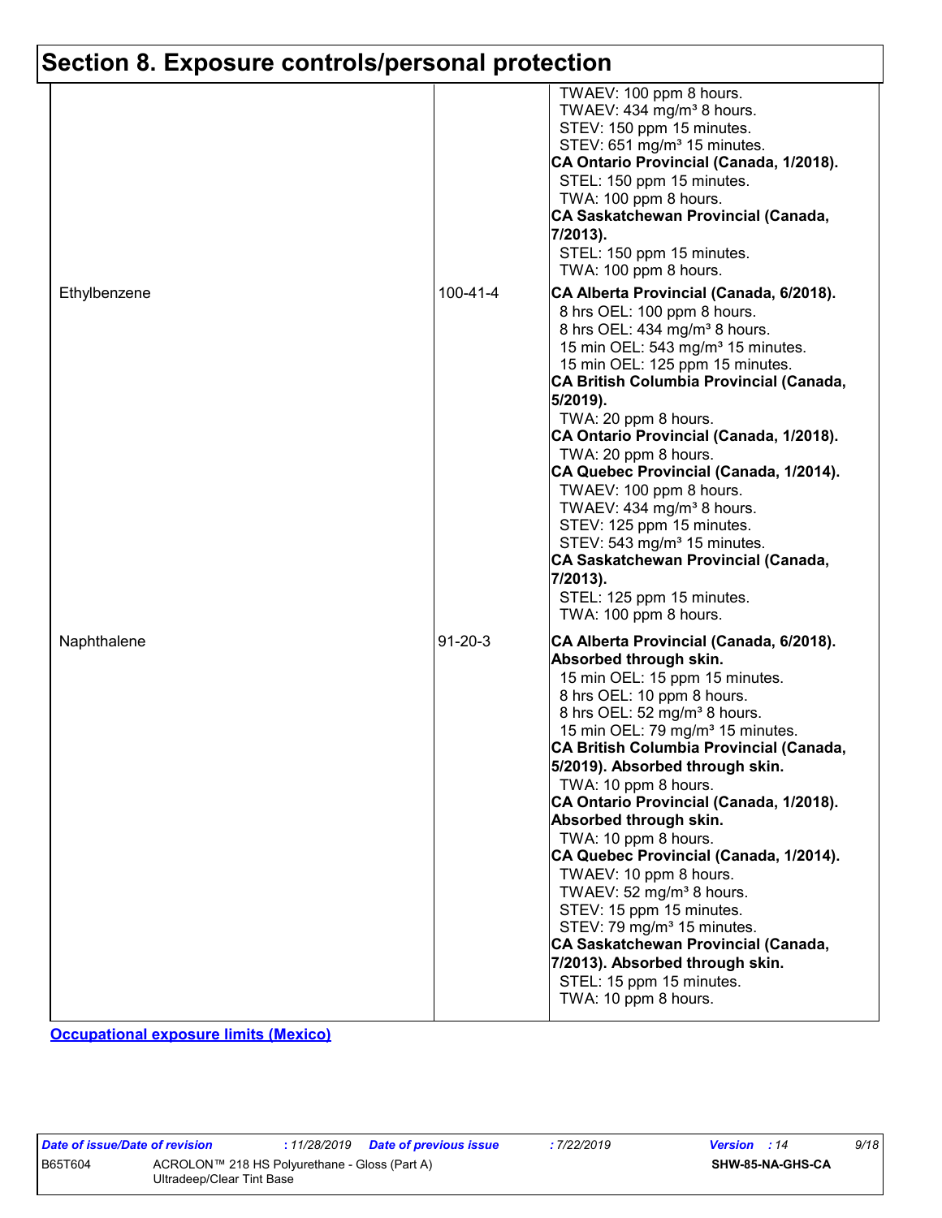## Section 8. Exposure controls/personal protection

| | | |
|---|---|---|
| | | TWAEV: 100 ppm 8 hours.<br>TWAEV: 434 mg/m³ 8 hours.<br>STEV: 150 ppm 15 minutes.<br>STEV: 651 mg/m³ 15 minutes.<br>**CA Ontario Provincial (Canada, 1/2018).**<br>STEL: 150 ppm 15 minutes.<br>TWA: 100 ppm 8 hours.<br>**CA Saskatchewan Provincial (Canada, 7/2013).**<br>STEL: 150 ppm 15 minutes.<br>TWA: 100 ppm 8 hours. |
| Ethylbenzene | 100-41-4 | **CA Alberta Provincial (Canada, 6/2018).**<br>8 hrs OEL: 100 ppm 8 hours.<br>8 hrs OEL: 434 mg/m³ 8 hours.<br>15 min OEL: 543 mg/m³ 15 minutes.<br>15 min OEL: 125 ppm 15 minutes.<br>**CA British Columbia Provincial (Canada, 5/2019).**<br>TWA: 20 ppm 8 hours.<br>**CA Ontario Provincial (Canada, 1/2018).**<br>TWA: 20 ppm 8 hours.<br>**CA Quebec Provincial (Canada, 1/2014).**<br>TWAEV: 100 ppm 8 hours.<br>TWAEV: 434 mg/m³ 8 hours.<br>STEV: 125 ppm 15 minutes.<br>STEV: 543 mg/m³ 15 minutes.<br>**CA Saskatchewan Provincial (Canada, 7/2013).**<br>STEL: 125 ppm 15 minutes.<br>TWA: 100 ppm 8 hours. |
| Naphthalene | 91-20-3 | **CA Alberta Provincial (Canada, 6/2018). Absorbed through skin.**<br>15 min OEL: 15 ppm 15 minutes.<br>8 hrs OEL: 10 ppm 8 hours.<br>8 hrs OEL: 52 mg/m³ 8 hours.<br>15 min OEL: 79 mg/m³ 15 minutes.<br>**CA British Columbia Provincial (Canada, 5/2019). Absorbed through skin.**<br>TWA: 10 ppm 8 hours.<br>**CA Ontario Provincial (Canada, 1/2018). Absorbed through skin.**<br>TWA: 10 ppm 8 hours.<br>**CA Quebec Provincial (Canada, 1/2014).**<br>TWAEV: 10 ppm 8 hours.<br>TWAEV: 52 mg/m³ 8 hours.<br>STEV: 15 ppm 15 minutes.<br>STEV: 79 mg/m³ 15 minutes.<br>**CA Saskatchewan Provincial (Canada, 7/2013). Absorbed through skin.**<br>STEL: 15 ppm 15 minutes.<br>TWA: 10 ppm 8 hours. |

**Occupational exposure limits (Mexico)**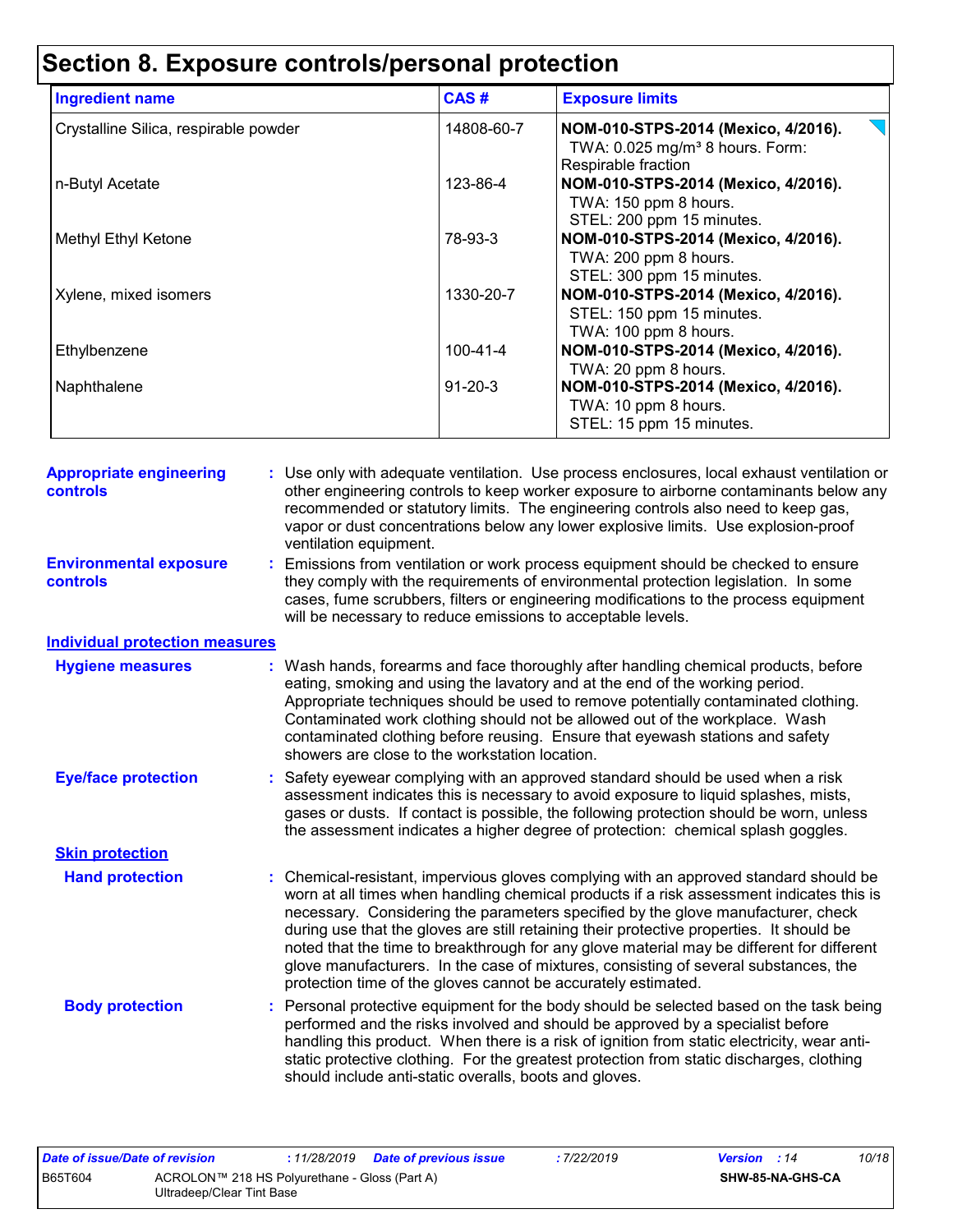# Section 8. Exposure controls/personal protection

| Ingredient name | CAS # | Exposure limits |
|---|---|---|
| Crystalline Silica, respirable powder | 14808-60-7 | **NOM-010-STPS-2014 (Mexico, 4/2016).** TWA: 0.025 mg/m³ 8 hours. Form: Respirable fraction |
| n-Butyl Acetate | 123-86-4 | **NOM-010-STPS-2014 (Mexico, 4/2016).** TWA: 150 ppm 8 hours. STEL: 200 ppm 15 minutes. |
| Methyl Ethyl Ketone | 78-93-3 | **NOM-010-STPS-2014 (Mexico, 4/2016).** TWA: 200 ppm 8 hours. STEL: 300 ppm 15 minutes. |
| Xylene, mixed isomers | 1330-20-7 | **NOM-010-STPS-2014 (Mexico, 4/2016).** STEL: 150 ppm 15 minutes. TWA: 100 ppm 8 hours. |
| Ethylbenzene | 100-41-4 | **NOM-010-STPS-2014 (Mexico, 4/2016).** TWA: 20 ppm 8 hours. |
| Naphthalene | 91-20-3 | **NOM-010-STPS-2014 (Mexico, 4/2016).** TWA: 10 ppm 8 hours. STEL: 15 ppm 15 minutes. |

**Appropriate engineering controls** : Use only with adequate ventilation. Use process enclosures, local exhaust ventilation or other engineering controls to keep worker exposure to airborne contaminants below any recommended or statutory limits. The engineering controls also need to keep gas, vapor or dust concentrations below any lower explosive limits. Use explosion-proof ventilation equipment.

**Environmental exposure controls** : Emissions from ventilation or work process equipment should be checked to ensure they comply with the requirements of environmental protection legislation. In some cases, fume scrubbers, filters or engineering modifications to the process equipment will be necessary to reduce emissions to acceptable levels.

## Individual protection measures

**Hygiene measures** : Wash hands, forearms and face thoroughly after handling chemical products, before eating, smoking and using the lavatory and at the end of the working period. Appropriate techniques should be used to remove potentially contaminated clothing. Contaminated work clothing should not be allowed out of the workplace. Wash contaminated clothing before reusing. Ensure that eyewash stations and safety showers are close to the workstation location.

**Eye/face protection** : Safety eyewear complying with an approved standard should be used when a risk assessment indicates this is necessary to avoid exposure to liquid splashes, mists, gases or dusts. If contact is possible, the following protection should be worn, unless the assessment indicates a higher degree of protection: chemical splash goggles.

### Skin protection

**Hand protection** : Chemical-resistant, impervious gloves complying with an approved standard should be worn at all times when handling chemical products if a risk assessment indicates this is necessary. Considering the parameters specified by the glove manufacturer, check during use that the gloves are still retaining their protective properties. It should be noted that the time to breakthrough for any glove material may be different for different glove manufacturers. In the case of mixtures, consisting of several substances, the protection time of the gloves cannot be accurately estimated.

**Body protection** : Personal protective equipment for the body should be selected based on the task being performed and the risks involved and should be approved by a specialist before handling this product. When there is a risk of ignition from static electricity, wear anti-static protective clothing. For the greatest protection from static discharges, clothing should include anti-static overalls, boots and gloves.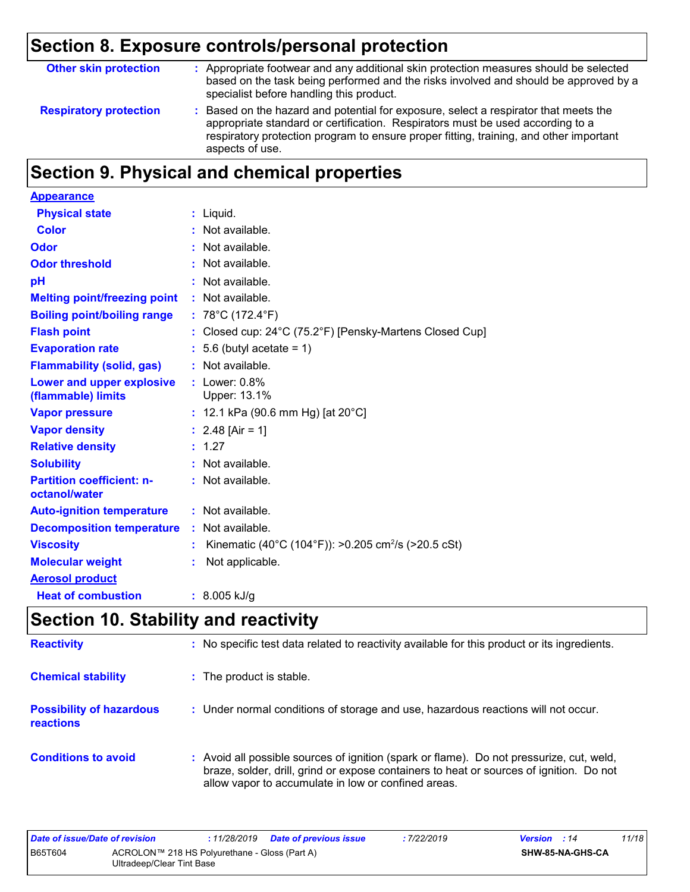## Section 8. Exposure controls/personal protection

**Other skin protection** : Appropriate footwear and any additional skin protection measures should be selected based on the task being performed and the risks involved and should be approved by a specialist before handling this product.

**Respiratory protection** : Based on the hazard and potential for exposure, select a respirator that meets the appropriate standard or certification. Respirators must be used according to a respiratory protection program to ensure proper fitting, training, and other important aspects of use.

## Section 9. Physical and chemical properties

**Appearance**

| | |
|---|---|
| **Physical state** | : Liquid. |
| **Color** | : Not available. |
| **Odor** | : Not available. |
| **Odor threshold** | : Not available. |
| **pH** | : Not available. |
| **Melting point/freezing point** | : Not available. |
| **Boiling point/boiling range** | : 78°C (172.4°F) |
| **Flash point** | : Closed cup: 24°C (75.2°F) [Pensky-Martens Closed Cup] |
| **Evaporation rate** | : 5.6 (butyl acetate = 1) |
| **Flammability (solid, gas)** | : Not available. |
| **Lower and upper explosive (flammable) limits** | : Lower: 0.8%<br>Upper: 13.1% |
| **Vapor pressure** | : 12.1 kPa (90.6 mm Hg) [at 20°C] |
| **Vapor density** | : 2.48 [Air = 1] |
| **Relative density** | : 1.27 |
| **Solubility** | : Not available. |
| **Partition coefficient: n-octanol/water** | : Not available. |
| **Auto-ignition temperature** | : Not available. |
| **Decomposition temperature** | : Not available. |
| **Viscosity** | : Kinematic (40°C (104°F)): >0.205 $cm^2/s$ (>20.5 cSt) |
| **Molecular weight** | : Not applicable. |

**Aerosol product**

| | |
|---|---|
| **Heat of combustion** | : 8.005 kJ/g |

## Section 10. Stability and reactivity

**Reactivity** : No specific test data related to reactivity available for this product or its ingredients.

**Chemical stability** : The product is stable.

**Possibility of hazardous reactions** : Under normal conditions of storage and use, hazardous reactions will not occur.

**Conditions to avoid** : Avoid all possible sources of ignition (spark or flame). Do not pressurize, cut, weld, braze, solder, drill, grind or expose containers to heat or sources of ignition. Do not allow vapor to accumulate in low or confined areas.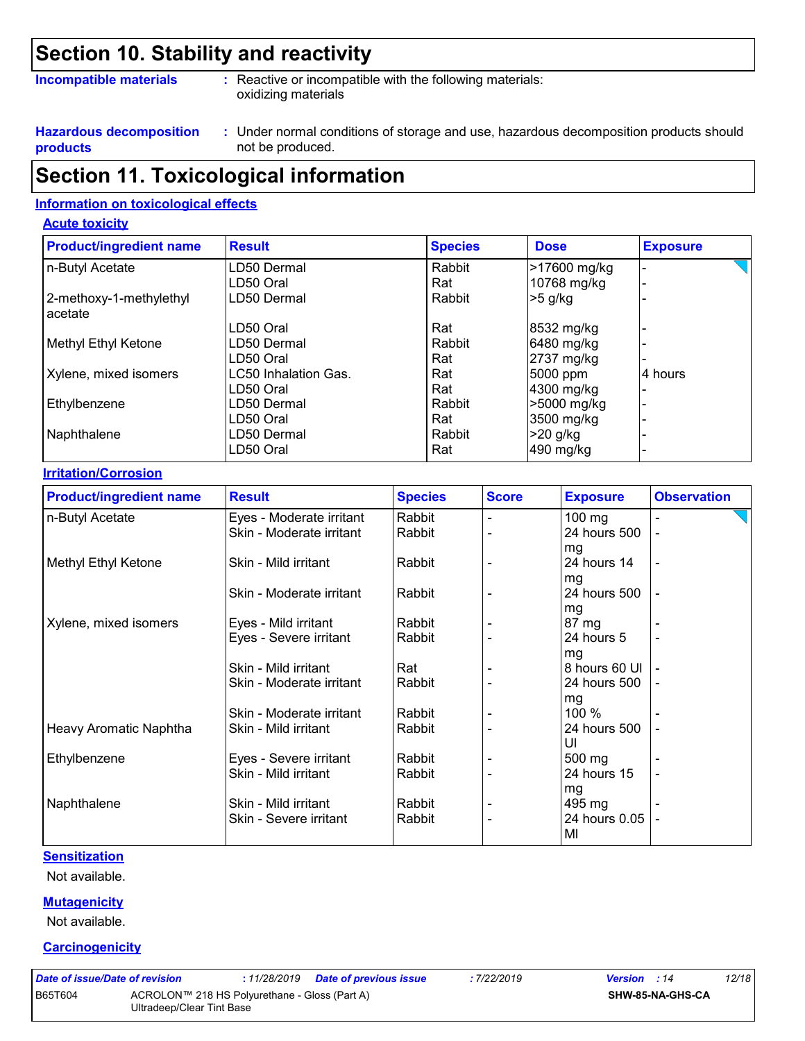## Section 10. Stability and reactivity

**Incompatible materials** : Reactive or incompatible with the following materials: oxidizing materials

**Hazardous decomposition products** : Under normal conditions of storage and use, hazardous decomposition products should not be produced.

## Section 11. Toxicological information

### Information on toxicological effects

#### Acute toxicity

| Product/ingredient name | Result | Species | Dose | Exposure |
|---|---|---|---|---|
| n-Butyl Acetate | LD50 Dermal | Rabbit | >17600 mg/kg | - |
| | LD50 Oral | Rat | 10768 mg/kg | - |
| 2-methoxy-1-methylethyl acetate | LD50 Dermal | Rabbit | >5 g/kg | - |
| | LD50 Oral | Rat | 8532 mg/kg | - |
| Methyl Ethyl Ketone | LD50 Dermal | Rabbit | 6480 mg/kg | - |
| | LD50 Oral | Rat | 2737 mg/kg | - |
| Xylene, mixed isomers | LC50 Inhalation Gas. | Rat | 5000 ppm | 4 hours |
| | LD50 Oral | Rat | 4300 mg/kg | - |
| Ethylbenzene | LD50 Dermal | Rabbit | >5000 mg/kg | - |
| | LD50 Oral | Rat | 3500 mg/kg | - |
| Naphthalene | LD50 Dermal | Rabbit | >20 g/kg | - |
| | LD50 Oral | Rat | 490 mg/kg | - |

#### Irritation/Corrosion

| Product/ingredient name | Result | Species | Score | Exposure | Observation |
|---|---|---|---|---|---|
| n-Butyl Acetate | Eyes - Moderate irritant | Rabbit | - | 100 mg | - |
| | Skin - Moderate irritant | Rabbit | - | 24 hours 500 mg | - |
| Methyl Ethyl Ketone | Skin - Mild irritant | Rabbit | - | 24 hours 14 mg | - |
| | Skin - Moderate irritant | Rabbit | - | 24 hours 500 mg | - |
| Xylene, mixed isomers | Eyes - Mild irritant | Rabbit | - | 87 mg | - |
| | Eyes - Severe irritant | Rabbit | - | 24 hours 5 mg | - |
| | Skin - Mild irritant | Rat | - | 8 hours 60 Ul | - |
| | Skin - Moderate irritant | Rabbit | - | 24 hours 500 mg | - |
| | Skin - Moderate irritant | Rabbit | - | 100 % | - |
| Heavy Aromatic Naphtha | Skin - Mild irritant | Rabbit | - | 24 hours 500 Ul | - |
| Ethylbenzene | Eyes - Severe irritant | Rabbit | - | 500 mg | - |
| | Skin - Mild irritant | Rabbit | - | 24 hours 15 mg | - |
| Naphthalene | Skin - Mild irritant | Rabbit | - | 495 mg | - |
| | Skin - Severe irritant | Rabbit | - | 24 hours 0.05 Ml | - |

#### Sensitization

Not available.

#### Mutagenicity

Not available.

#### Carcinogenicity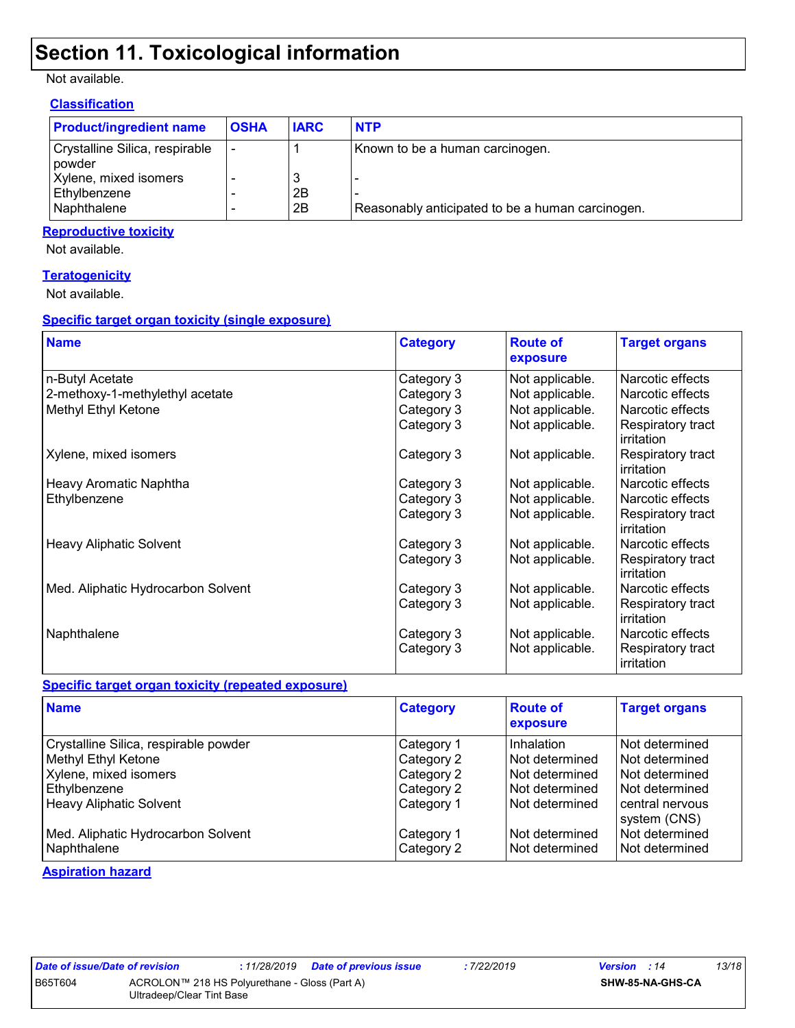## Section 11. Toxicological information

Not available.

### Classification

| Product/ingredient name | OSHA | IARC | NTP |
|---|---|---|---|
| Crystalline Silica, respirable powder | - | 1 | Known to be a human carcinogen. |
| Xylene, mixed isomers | - | 3 | - |
| Ethylbenzene | - | 2B | - |
| Naphthalene | - | 2B | Reasonably anticipated to be a human carcinogen. |

### Reproductive toxicity

Not available.

### Teratogenicity

Not available.

### Specific target organ toxicity (single exposure)

| Name | Category | Route of exposure | Target organs |
|---|---|---|---|
| n-Butyl Acetate | Category 3 | Not applicable. | Narcotic effects |
| 2-methoxy-1-methylethyl acetate | Category 3 | Not applicable. | Narcotic effects |
| Methyl Ethyl Ketone | Category 3 | Not applicable. | Narcotic effects |
| | Category 3 | Not applicable. | Respiratory tract irritation |
| Xylene, mixed isomers | Category 3 | Not applicable. | Respiratory tract irritation |
| Heavy Aromatic Naphtha | Category 3 | Not applicable. | Narcotic effects |
| Ethylbenzene | Category 3 | Not applicable. | Narcotic effects |
| | Category 3 | Not applicable. | Respiratory tract irritation |
| Heavy Aliphatic Solvent | Category 3 | Not applicable. | Narcotic effects |
| | Category 3 | Not applicable. | Respiratory tract irritation |
| Med. Aliphatic Hydrocarbon Solvent | Category 3 | Not applicable. | Narcotic effects |
| | Category 3 | Not applicable. | Respiratory tract irritation |
| Naphthalene | Category 3 | Not applicable. | Narcotic effects |
| | Category 3 | Not applicable. | Respiratory tract irritation |

### Specific target organ toxicity (repeated exposure)

| Name | Category | Route of exposure | Target organs |
|---|---|---|---|
| Crystalline Silica, respirable powder | Category 1 | Inhalation | Not determined |
| Methyl Ethyl Ketone | Category 2 | Not determined | Not determined |
| Xylene, mixed isomers | Category 2 | Not determined | Not determined |
| Ethylbenzene | Category 2 | Not determined | Not determined |
| Heavy Aliphatic Solvent | Category 1 | Not determined | central nervous system (CNS) |
| Med. Aliphatic Hydrocarbon Solvent | Category 1 | Not determined | Not determined |
| Naphthalene | Category 2 | Not determined | Not determined |

### Aspiration hazard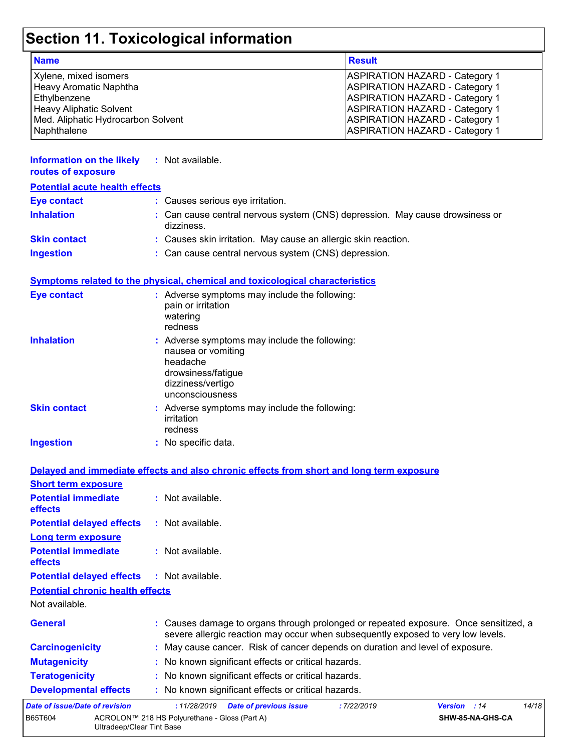# Section 11. Toxicological information

| Name | Result |
|---|---|
| Xylene, mixed isomers | ASPIRATION HAZARD - Category 1 |
| Heavy Aromatic Naphtha | ASPIRATION HAZARD - Category 1 |
| Ethylbenzene | ASPIRATION HAZARD - Category 1 |
| Heavy Aliphatic Solvent | ASPIRATION HAZARD - Category 1 |
| Med. Aliphatic Hydrocarbon Solvent | ASPIRATION HAZARD - Category 1 |
| Naphthalene | ASPIRATION HAZARD - Category 1 |

**Information on the likely routes of exposure** : Not available.

**Potential acute health effects**

**Eye contact** : Causes serious eye irritation.

**Inhalation** : Can cause central nervous system (CNS) depression. May cause drowsiness or dizziness.

**Skin contact** : Causes skin irritation. May cause an allergic skin reaction.

**Ingestion** : Can cause central nervous system (CNS) depression.

**Symptoms related to the physical, chemical and toxicological characteristics**

**Eye contact** : Adverse symptoms may include the following:
pain or irritation
watering
redness

**Inhalation** : Adverse symptoms may include the following:
nausea or vomiting
headache
drowsiness/fatigue
dizziness/vertigo
unconsciousness

**Skin contact** : Adverse symptoms may include the following:
irritation
redness

**Ingestion** : No specific data.

**Delayed and immediate effects and also chronic effects from short and long term exposure**

**Short term exposure**

**Potential immediate effects** : Not available.

**Potential delayed effects** : Not available.

**Long term exposure**

**Potential immediate effects** : Not available.

**Potential delayed effects** : Not available.

**Potential chronic health effects**

Not available.

**General** : Causes damage to organs through prolonged or repeated exposure. Once sensitized, a severe allergic reaction may occur when subsequently exposed to very low levels.

**Carcinogenicity** : May cause cancer. Risk of cancer depends on duration and level of exposure.

**Mutagenicity** : No known significant effects or critical hazards.

**Teratogenicity** : No known significant effects or critical hazards.

**Developmental effects** : No known significant effects or critical hazards.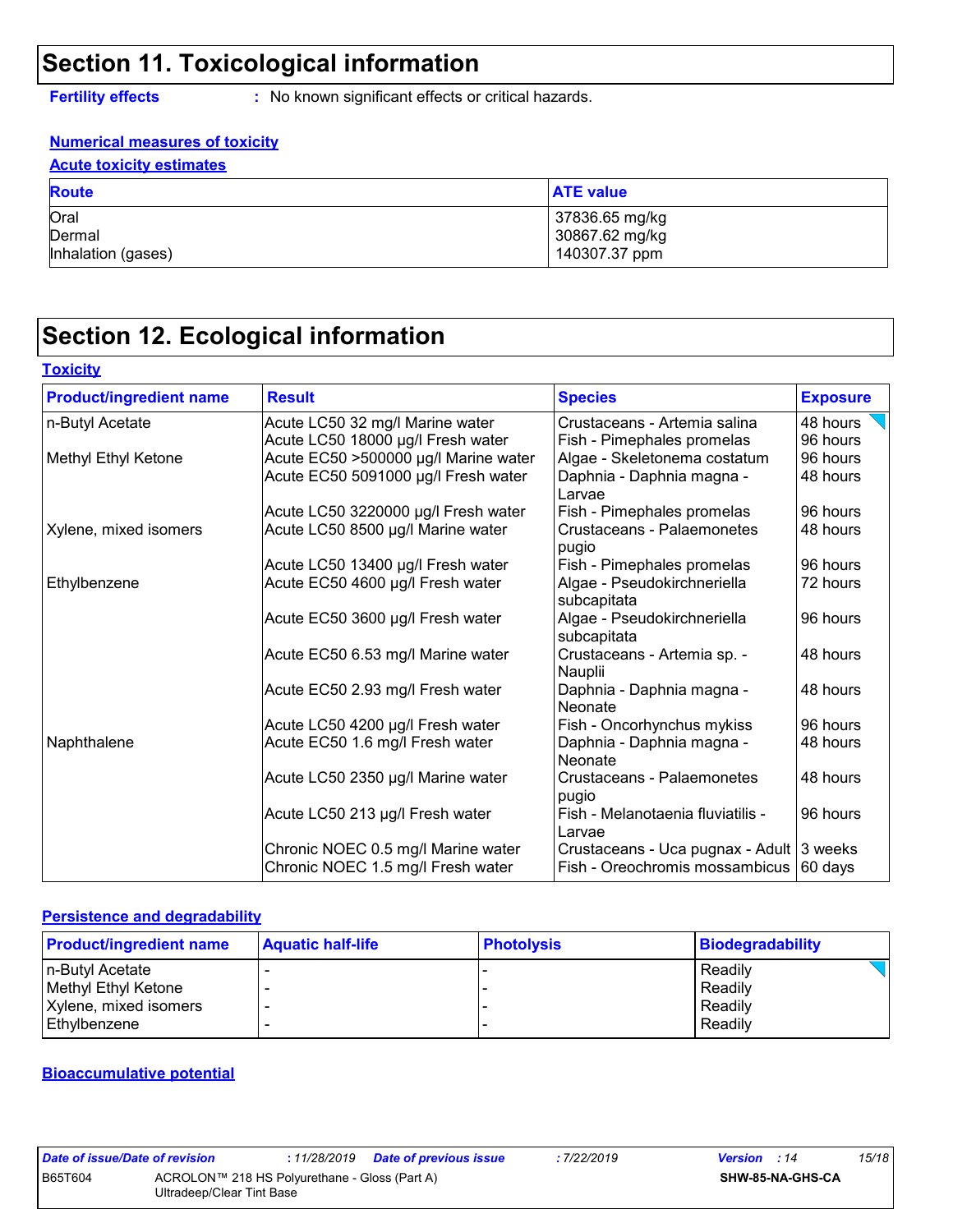## Section 11. Toxicological information

**Fertility effects** : No known significant effects or critical hazards.

**Numerical measures of toxicity**

**Acute toxicity estimates**

| Route | ATE value |
|---|---|
| Oral | 37836.65 mg/kg |
| Dermal | 30867.62 mg/kg |
| Inhalation (gases) | 140307.37 ppm |

## Section 12. Ecological information

**Toxicity**

| Product/ingredient name | Result | Species | Exposure |
|---|---|---|---|
| n-Butyl Acetate | Acute LC50 32 mg/l Marine water | Crustaceans - Artemia salina | 48 hours |
| | Acute LC50 18000 µg/l Fresh water | Fish - Pimephales promelas | 96 hours |
| Methyl Ethyl Ketone | Acute EC50 >500000 µg/l Marine water | Algae - Skeletonema costatum | 96 hours |
| | Acute EC50 5091000 µg/l Fresh water | Daphnia - Daphnia magna - Larvae | 48 hours |
| | Acute LC50 3220000 µg/l Fresh water | Fish - Pimephales promelas | 96 hours |
| Xylene, mixed isomers | Acute LC50 8500 µg/l Marine water | Crustaceans - Palaemonetes pugio | 48 hours |
| | Acute LC50 13400 µg/l Fresh water | Fish - Pimephales promelas | 96 hours |
| Ethylbenzene | Acute EC50 4600 µg/l Fresh water | Algae - Pseudokirchneriella subcapitata | 72 hours |
| | Acute EC50 3600 µg/l Fresh water | Algae - Pseudokirchneriella subcapitata | 96 hours |
| | Acute EC50 6.53 mg/l Marine water | Crustaceans - Artemia sp. - Nauplii | 48 hours |
| | Acute EC50 2.93 mg/l Fresh water | Daphnia - Daphnia magna - Neonate | 48 hours |
| | Acute LC50 4200 µg/l Fresh water | Fish - Oncorhynchus mykiss | 96 hours |
| Naphthalene | Acute EC50 1.6 mg/l Fresh water | Daphnia - Daphnia magna - Neonate | 48 hours |
| | Acute LC50 2350 µg/l Marine water | Crustaceans - Palaemonetes pugio | 48 hours |
| | Acute LC50 213 µg/l Fresh water | Fish - Melanotaenia fluviatilis - Larvae | 96 hours |
| | Chronic NOEC 0.5 mg/l Marine water | Crustaceans - Uca pugnax - Adult | 3 weeks |
| | Chronic NOEC 1.5 mg/l Fresh water | Fish - Oreochromis mossambicus | 60 days |

**Persistence and degradability**

| Product/ingredient name | Aquatic half-life | Photolysis | Biodegradability |
|---|---|---|---|
| n-Butyl Acetate | - | - | Readily |
| Methyl Ethyl Ketone | - | - | Readily |
| Xylene, mixed isomers | - | - | Readily |
| Ethylbenzene | - | - | Readily |

**Bioaccumulative potential**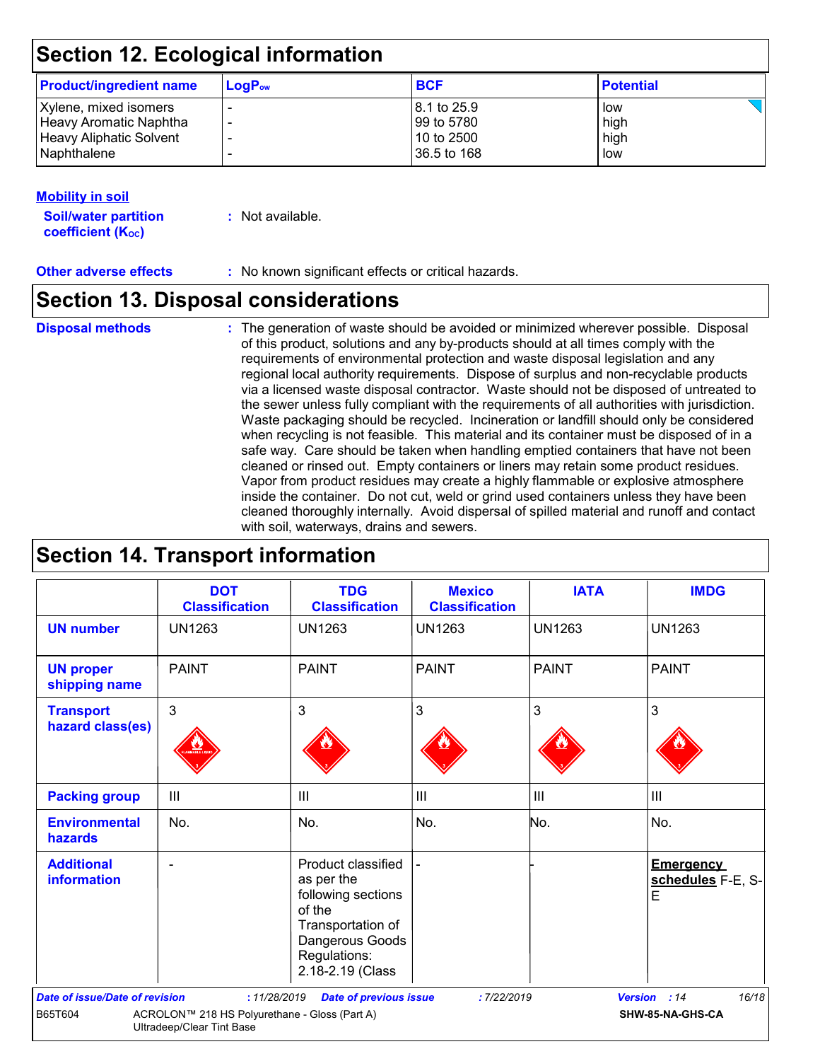## Section 12. Ecological information

| Product/ingredient name | $LogP_{ow}$ | BCF | Potential |
|---|---|---|---|
| Xylene, mixed isomers | - | 8.1 to 25.9 | low |
| Heavy Aromatic Naphtha | - | 99 to 5780 | high |
| Heavy Aliphatic Solvent | - | 10 to 2500 | high |
| Naphthalene | - | 36.5 to 168 | low |

### Mobility in soil

**Soil/water partition coefficient ($K_{OC}$)** : Not available.

**Other adverse effects** : No known significant effects or critical hazards.

## Section 13. Disposal considerations

**Disposal methods** : The generation of waste should be avoided or minimized wherever possible. Disposal of this product, solutions and any by-products should at all times comply with the requirements of environmental protection and waste disposal legislation and any regional local authority requirements. Dispose of surplus and non-recyclable products via a licensed waste disposal contractor. Waste should not be disposed of untreated to the sewer unless fully compliant with the requirements of all authorities with jurisdiction. Waste packaging should be recycled. Incineration or landfill should only be considered when recycling is not feasible. This material and its container must be disposed of in a safe way. Care should be taken when handling emptied containers that have not been cleaned or rinsed out. Empty containers or liners may retain some product residues. Vapor from product residues may create a highly flammable or explosive atmosphere inside the container. Do not cut, weld or grind used containers unless they have been cleaned thoroughly internally. Avoid dispersal of spilled material and runoff and contact with soil, waterways, drains and sewers.

## Section 14. Transport information

| | DOT Classification | TDG Classification | Mexico Classification | IATA | IMDG |
|---|---|---|---|---|---|
| UN number | UN1263 | UN1263 | UN1263 | UN1263 | UN1263 |
| UN proper shipping name | PAINT | PAINT | PAINT | PAINT | PAINT |
| Transport hazard class(es) | 3 | 3 | 3 | 3 | 3 |
| Packing group | III | III | III | III | III |
| Environmental hazards | No. | No. | No. | No. | No. |
| Additional information | - | Product classified as per the following sections of the Transportation of Dangerous Goods Regulations: 2.18-2.19 (Class | - | - | **Emergency schedules** F-E, S-E |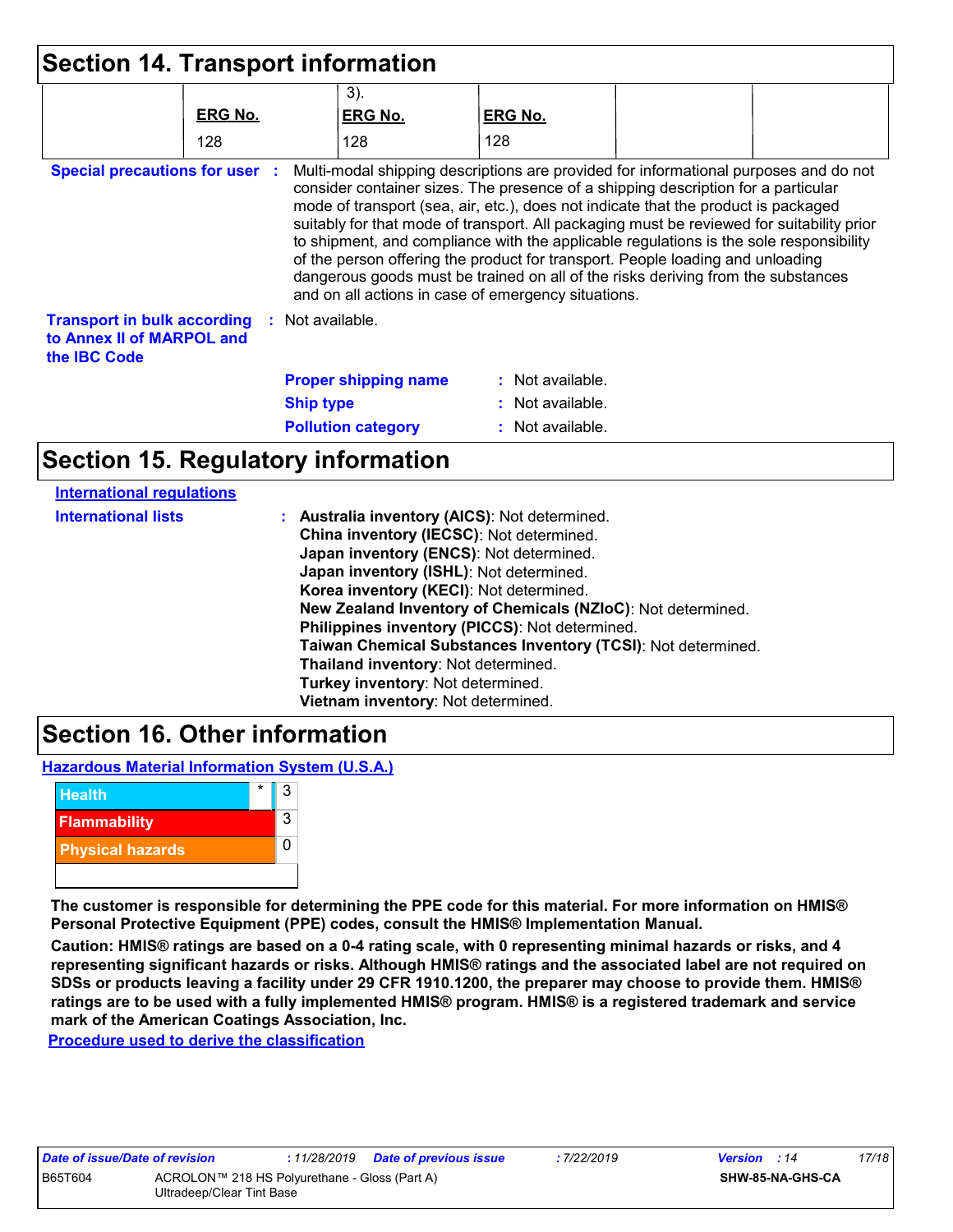# Section 14. Transport information

| | | | | | |
|---|---|---|---|---|---|
| | | 3). | | | |
| | **ERG No.** | **ERG No.** | **ERG No.** | | |
| | 128 | 128 | 128 | | |

**Special precautions for user** : Multi-modal shipping descriptions are provided for informational purposes and do not consider container sizes. The presence of a shipping description for a particular mode of transport (sea, air, etc.), does not indicate that the product is packaged suitably for that mode of transport. All packaging must be reviewed for suitability prior to shipment, and compliance with the applicable regulations is the sole responsibility of the person offering the product for transport. People loading and unloading dangerous goods must be trained on all of the risks deriving from the substances and on all actions in case of emergency situations.

**Transport in bulk according to Annex II of MARPOL and the IBC Code** : Not available.

**Proper shipping name** : Not available.

**Ship type** : Not available.

**Pollution category** : Not available.

# Section 15. Regulatory information

**International regulations**

**International lists** :
**Australia inventory (AICS)**: Not determined.
**China inventory (IECSC)**: Not determined.
**Japan inventory (ENCS)**: Not determined.
**Japan inventory (ISHL)**: Not determined.
**Korea inventory (KECI)**: Not determined.
**New Zealand Inventory of Chemicals (NZIoC)**: Not determined.
**Philippines inventory (PICCS)**: Not determined.
**Taiwan Chemical Substances Inventory (TCSI)**: Not determined.
**Thailand inventory**: Not determined.
**Turkey inventory**: Not determined.
**Vietnam inventory**: Not determined.

# Section 16. Other information

**Hazardous Material Information System (U.S.A.)**

| | | |
|---|---|---|
| Health | * | 3 |
| Flammability | | 3 |
| Physical hazards | | 0 |

**The customer is responsible for determining the PPE code for this material. For more information on HMIS® Personal Protective Equipment (PPE) codes, consult the HMIS® Implementation Manual.**

**Caution: HMIS® ratings are based on a 0-4 rating scale, with 0 representing minimal hazards or risks, and 4 representing significant hazards or risks. Although HMIS® ratings and the associated label are not required on SDSs or products leaving a facility under 29 CFR 1910.1200, the preparer may choose to provide them. HMIS® ratings are to be used with a fully implemented HMIS® program. HMIS® is a registered trademark and service mark of the American Coatings Association, Inc.**

**Procedure used to derive the classification**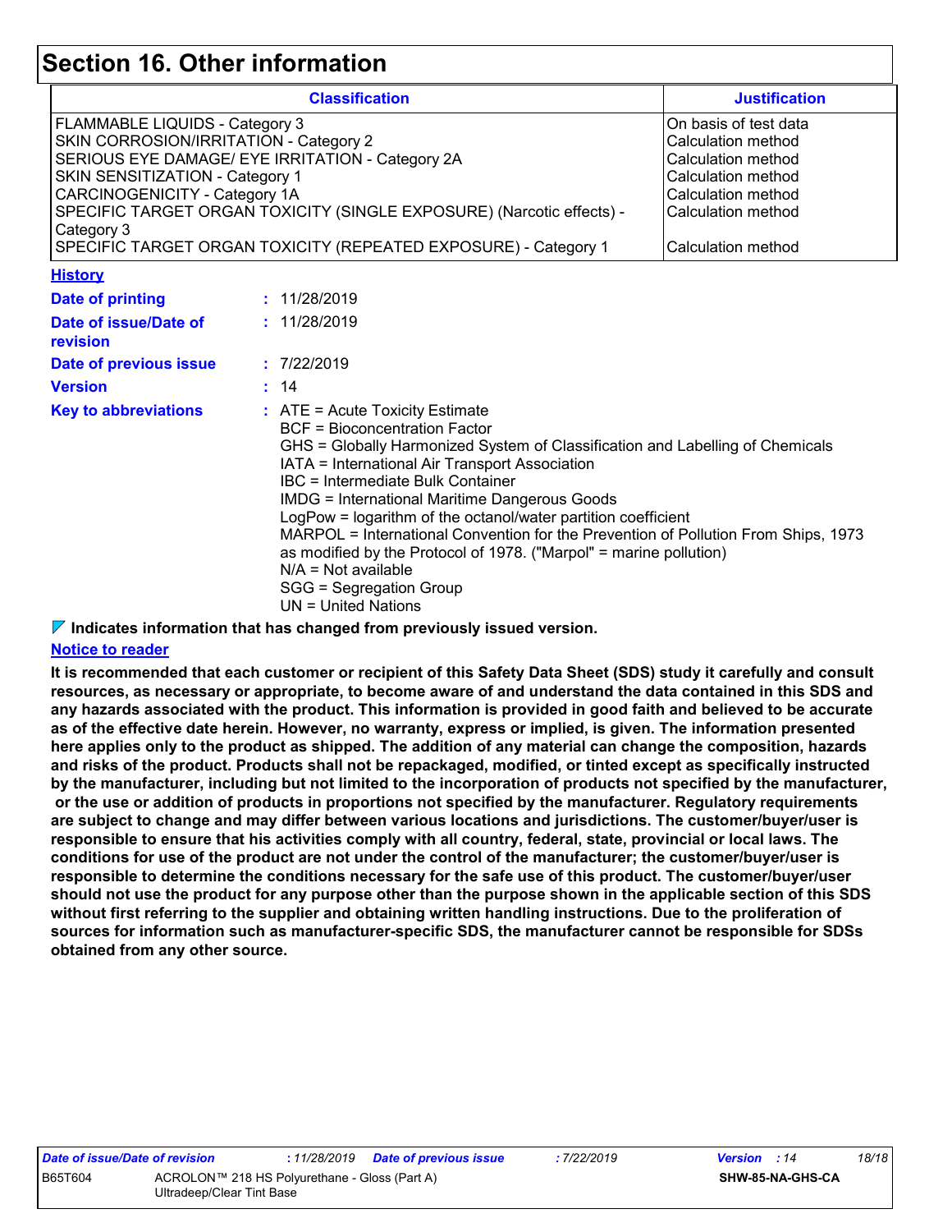# Section 16. Other information

| Classification | Justification |
| --- | --- |
| FLAMMABLE LIQUIDS - Category 3 | On basis of test data |
| SKIN CORROSION/IRRITATION - Category 2 | Calculation method |
| SERIOUS EYE DAMAGE/ EYE IRRITATION - Category 2A | Calculation method |
| SKIN SENSITIZATION - Category 1 | Calculation method |
| CARCINOGENICITY - Category 1A | Calculation method |
| SPECIFIC TARGET ORGAN TOXICITY (SINGLE EXPOSURE) (Narcotic effects) - Category 3 | Calculation method |
| SPECIFIC TARGET ORGAN TOXICITY (REPEATED EXPOSURE) - Category 1 | Calculation method |

**History**

**Date of printing** : 11/28/2019

**Date of issue/Date of revision** : 11/28/2019

**Date of previous issue** : 7/22/2019

**Version** : 14

**Key to abbreviations** :
ATE = Acute Toxicity Estimate
BCF = Bioconcentration Factor
GHS = Globally Harmonized System of Classification and Labelling of Chemicals
IATA = International Air Transport Association
IBC = Intermediate Bulk Container
IMDG = International Maritime Dangerous Goods
LogPow = logarithm of the octanol/water partition coefficient
MARPOL = International Convention for the Prevention of Pollution From Ships, 1973 as modified by the Protocol of 1978. ("Marpol" = marine pollution)
N/A = Not available
SGG = Segregation Group
UN = United Nations

**Indicates information that has changed from previously issued version.**

**Notice to reader**

**It is recommended that each customer or recipient of this Safety Data Sheet (SDS) study it carefully and consult resources, as necessary or appropriate, to become aware of and understand the data contained in this SDS and any hazards associated with the product. This information is provided in good faith and believed to be accurate as of the effective date herein. However, no warranty, express or implied, is given. The information presented here applies only to the product as shipped. The addition of any material can change the composition, hazards and risks of the product. Products shall not be repackaged, modified, or tinted except as specifically instructed by the manufacturer, including but not limited to the incorporation of products not specified by the manufacturer, or the use or addition of products in proportions not specified by the manufacturer. Regulatory requirements are subject to change and may differ between various locations and jurisdictions. The customer/buyer/user is responsible to ensure that his activities comply with all country, federal, state, provincial or local laws. The conditions for use of the product are not under the control of the manufacturer; the customer/buyer/user is responsible to determine the conditions necessary for the safe use of this product. The customer/buyer/user should not use the product for any purpose other than the purpose shown in the applicable section of this SDS without first referring to the supplier and obtaining written handling instructions. Due to the proliferation of sources for information such as manufacturer-specific SDS, the manufacturer cannot be responsible for SDSs obtained from any other source.**